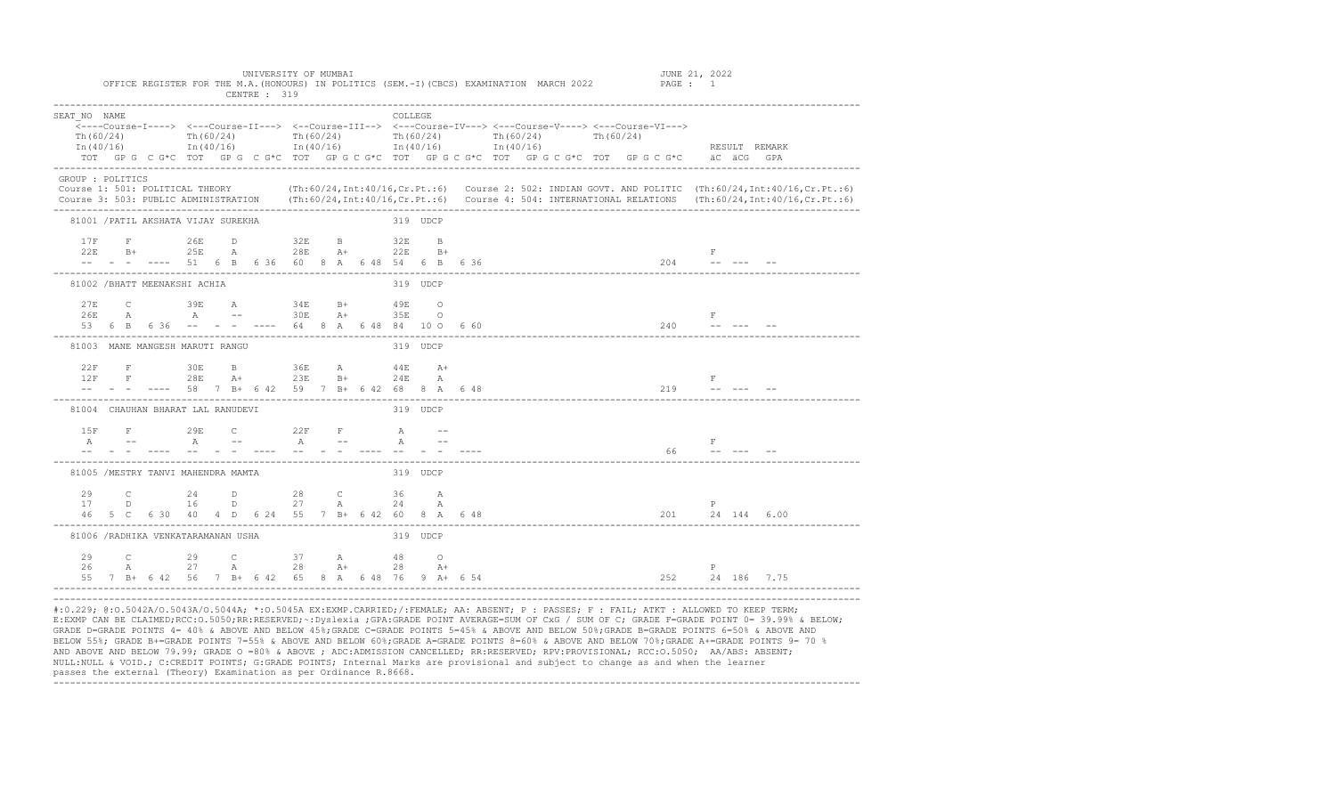UNIVERSITY OF MUMBAI

OFFICE REGISTER FOR THE M.A.(HONOURS) IN POLITICS (SEM.-I)(CBCS) EXAMINATION MARCH 2022

CENTRE : 319

JUNE 21, 2022

```
SEAT_NO  NAME                                                      COLLEGE
    <----Course-I----> <---Course-II---> <--Course-III--> <---Course-IV---> <---Course-V----> <---Course-VI--->
    Th(60/24)          Th(60/24)          Th(60/24)          Th(60/24)          Th(60/24)          Th(60/24)
    In(40/16)          In(40/16)          In(40/16)          In(40/16)          In(40/16)                              RESULT  REMARK
    TOT  GP G  C G*C  TOT  GP G  C G*C  TOT  GP G C G*C  TOT  GP G C G*C  TOT  GP G C G*C  TOT  GP G C G*C     äC  äCG  GPA

GROUP : POLITICS
Course 1: 501: POLITICAL THEORY          (Th:60/24,Int:40/16,Cr.Pt.:6)   Course 2: 502: INDIAN GOVT. AND POLITIC  (Th:60/24,Int:40/16,Cr.Pt.:6)
Course 3: 503: PUBLIC ADMINISTRATION     (Th:60/24,Int:40/16,Cr.Pt.:6)   Course 4: 504: INTERNATIONAL RELATIONS   (Th:60/24,Int:40/16,Cr.Pt.:6)

  81001 /PATIL AKSHATA VIJAY SUREKHA                                 319  UDCP

    17F     F           26E     D           32E     B           32E     B
    22E     B+          25E     A           28E     A+          22E     B+                                          F
    --   -  -  ----   51   6  B   6 36   60   8  A   6 48  54   6  B   6 36                                  204      --  ---   --

  81002 /BHATT MEENAKSHI ACHIA                                       319  UDCP

    27E     C           39E     A           34E     B+          49E     O
    26E     A           A       --          30E     A+          35E     O                                           F
    53   6  B   6 36   --   -  -  ----   64   8  A   6 48  84  10 O   6 60                                  240      --  ---   --

  81003  MANE MANGESH MARUTI RANGU                                   319  UDCP

    22F     F           30E     B           36E     A           44E     A+
    12F     F           28E     A+          23E     B+          24E     A                                           F
    --   -  -  ----   58   7  B+  6 42   59   7  B+  6 42  68   8  A   6 48                                  219      --  ---   --

  81004  CHAUHAN BHARAT LAL RANUDEVI                                 319  UDCP

    15F     F           29E     C           22F     F           A       --
    A       --          A       --          A       --          A       --                                          F
    --   -  -  ----   --   -  -  ----   --   -  -  ----  --   -  -  ----                                   66       --  ---   --

  81005 /MESTRY TANVI MAHENDRA MAMTA                                 319  UDCP

    29      C           24      D           28      C           36      A
    17      D           16      D           27      A           24      A                                           P
    46   5  C   6 30   40   4  D   6 24   55   7  B+  6 42  60   8  A   6 48                                  201      24  144  6.00

  81006 /RADHIKA VENKATARAMANAN USHA                                 319  UDCP

    29      C           29      C           37      A           48      O
    26      A           27      A           28      A+          28      A+                                          P
    55   7  B+  6 42   56   7  B+  6 42   65   8  A   6 48  76   9  A+  6 54                                  252      24  186  7.75
```

#:O.229; @:O.5042A/O.5043A/O.5044A; *:O.5045A EX:EXMP.CARRIED;/:FEMALE; AA: ABSENT; P : PASSES; F : FAIL; ATKT : ALLOWED TO KEEP TERM; E:EXMP CAN BE CLAIMED;RCC:O.5050;RR:RESERVED;~:Dyslexia ;GPA:GRADE POINT AVERAGE=SUM OF CxG / SUM OF C; GRADE F=GRADE POINT 0= 39.99% & BELOW; GRADE D=GRADE POINTS 4= 40% & ABOVE AND BELOW 45%;GRADE C=GRADE POINTS 5=45% & ABOVE AND BELOW 50%;GRADE B=GRADE POINTS 6=50% & ABOVE AND BELOW 55%; GRADE B+=GRADE POINTS 7=55% & ABOVE AND BELOW 60%;GRADE A=GRADE POINTS 8=60% & ABOVE AND BELOW 70%;GRADE A+=GRADE POINTS 9= 70 % AND ABOVE AND BELOW 79.99; GRADE O =80% & ABOVE ; ADC:ADMISSION CANCELLED; RR:RESERVED; RPV:PROVISIONAL; RCC:O.5050; AA/ABS: ABSENT; NULL:NULL & VOID.; C:CREDIT POINTS; G:GRADE POINTS; Internal Marks are provisional and subject to change as and when the learner passes the external (Theory) Examination as per Ordinance R.8668.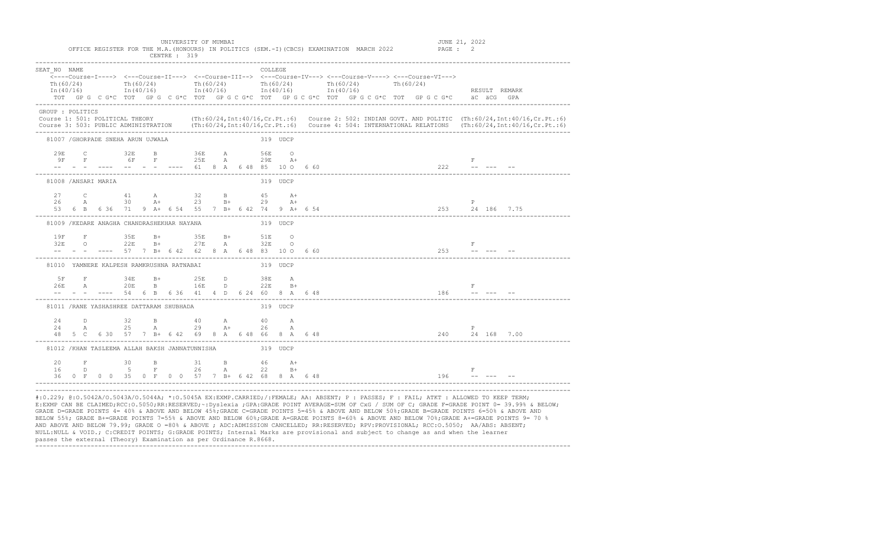UNIVERSITY OF MUMBAI

OFFICE REGISTER FOR THE M.A.(HONOURS) IN POLITICS (SEM.-I)(CBCS) EXAMINATION MARCH 2022

CENTRE : 319

JUNE 21, 2022

```
SEAT_NO  NAME                                                          COLLEGE
    <----Course-I----> <---Course-II---> <--Course-III--> <---Course-IV---> <---Course-V----> <---Course-VI--->
   Th(60/24)          Th(60/24)          Th(60/24)          Th(60/24)          Th(60/24)          Th(60/24)
   In(40/16)          In(40/16)          In(40/16)          In(40/16)          In(40/16)                         RESULT  REMARK
   TOT  GP G  C G*C  TOT  GP G  C G*C  TOT  GP G C G*C  TOT  GP G C G*C  TOT  GP G C G*C  TOT  GP G C G*C    äC  äCG  GPA
```

GROUP : POLITICS

Course 1: 501: POLITICAL THEORY (Th:60/24,Int:40/16,Cr.Pt.:6)
Course 2: 502: INDIAN GOVT. AND POLITIC (Th:60/24,Int:40/16,Cr.Pt.:6)
Course 3: 503: PUBLIC ADMINISTRATION (Th:60/24,Int:40/16,Cr.Pt.:6)
Course 4: 504: INTERNATIONAL RELATIONS (Th:60/24,Int:40/16,Cr.Pt.:6)

```
 81007 /GHORPADE SNEHA ARUN UJWALA                                319  UDCP

   29E    C          32E    B          36E    A          56E    O
    9F    F           6F    F          25E    A          29E    A+                                          F
   --   -  -  ----   --   -  -  ----   61   8  A   6 48  85   10 O   6 60                          222        --  ---  --

 81008 /ANSARI MARIA                                              319  UDCP

   27     C          41     A          32     B          45     A+
   26     A          30     A+         23     B+         29     A+                                          P
   53   6  B   6 36  71   9  A+  6 54  55   7  B+  6 42  74   9  A+  6 54                          253        24  186  7.75

 81009 /KEDARE ANAGHA CHANDRASHEKHAR NAYANA                       319  UDCP

   19F    F          35E    B+         35E    B+         51E    O
   32E    O          22E    B+         27E    A          32E    O                                           F
   --   -  -  ----   57   7  B+  6 42  62   8  A   6 48  83   10 O   6 60                          253        --  ---  --

 81010  YAMNERE KALPESH RAMKRUSHNA RATNABAI                       319  UDCP

    5F    F          34E    B+         25E    D          38E    A
   26E    A          20E    B          16E    D          22E    B+                                          F
   --   -  -  ----   54   6  B   6 36  41   4  D   6 24  60   8  A   6 48                          186        --  ---  --

 81011 /RANE YASHASHREE DATTARAM SHUBHADA                         319  UDCP

   24     D          32     B          40     A          40     A
   24     A          25     A          29     A+         26     A                                           P
   48   5  C   6 30  57   7  B+  6 42  69   8  A   6 48  66   8  A   6 48                          240        24  168  7.00

 81012 /KHAN TASLEEMA ALLAH BAKSH JANNATUNNISHA                   319  UDCP

   20     F          30     B          31     B          46     A+
   16     D           5     F          26     A          22     B+                                          F
   36   0  F   0  0  35   0  F   0  0  57   7  B+  6 42  68   8  A   6 48                          196        --  ---  --
```

#:O.229; @:O.5042A/O.5043A/O.5044A; *:O.5045A EX:EXMP.CARRIED;/:FEMALE; AA: ABSENT; P : PASSES; F : FAIL; ATKT : ALLOWED TO KEEP TERM; E:EXMP CAN BE CLAIMED;RCC:O.5050;RR:RESERVED;~:Dyslexia ;GPA:GRADE POINT AVERAGE=SUM OF CxG / SUM OF C; GRADE F=GRADE POINT 0= 39.99% & BELOW; GRADE D=GRADE POINTS 4= 40% & ABOVE AND BELOW 45%;GRADE C=GRADE POINTS 5=45% & ABOVE AND BELOW 50%;GRADE B=GRADE POINTS 6=50% & ABOVE AND BELOW 55%; GRADE B+=GRADE POINTS 7=55% & ABOVE AND BELOW 60%;GRADE A=GRADE POINTS 8=60% & ABOVE AND BELOW 70%;GRADE A+=GRADE POINTS 9= 70 % AND ABOVE AND BELOW 79.99; GRADE O =80% & ABOVE ; ADC:ADMISSION CANCELLED; RR:RESERVED; RPV:PROVISIONAL; RCC:O.5050; AA/ABS: ABSENT; NULL:NULL & VOID.; C:CREDIT POINTS; G:GRADE POINTS; Internal Marks are provisional and subject to change as and when the learner passes the external (Theory) Examination as per Ordinance R.8668.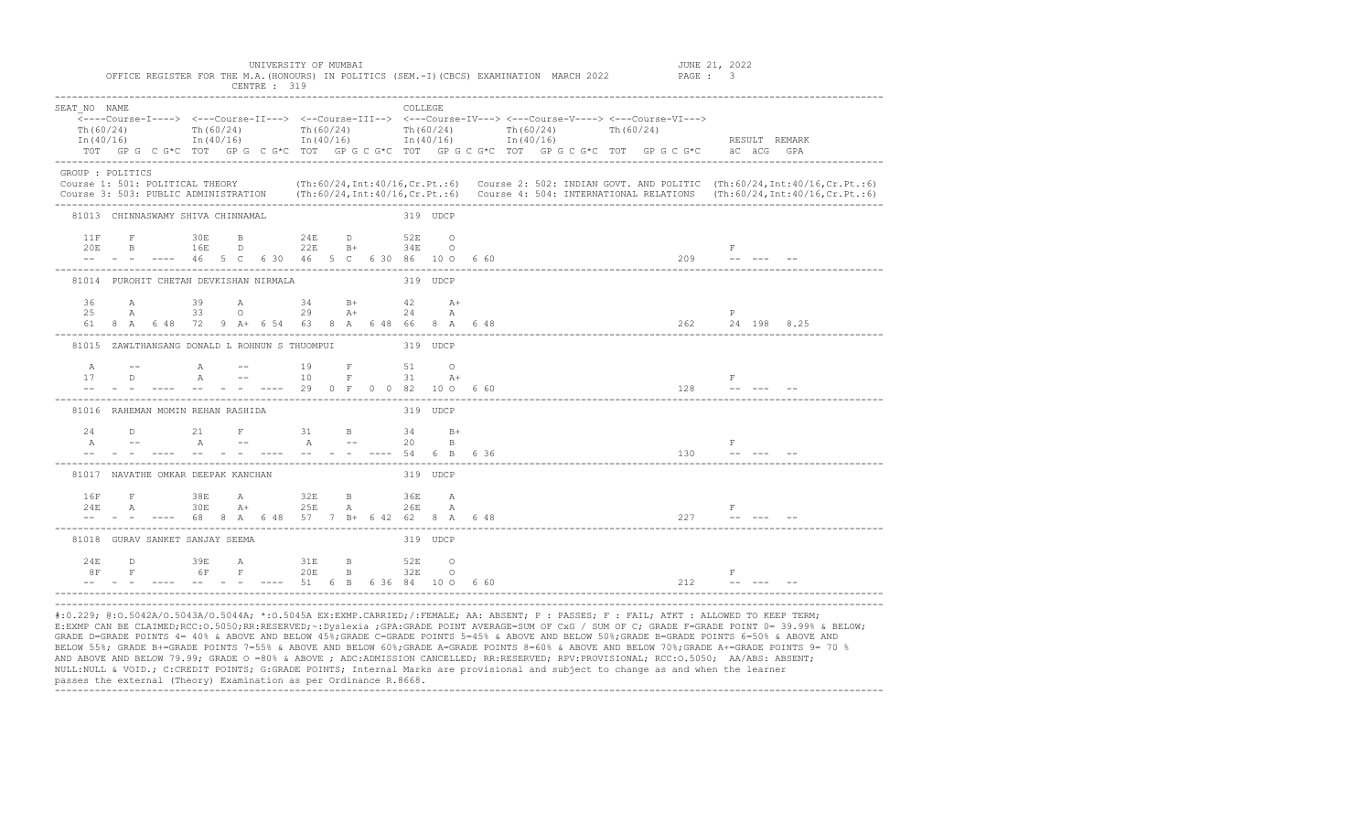UNIVERSITY OF MUMBAI

OFFICE REGISTER FOR THE M.A.(HONOURS) IN POLITICS (SEM.-I)(CBCS) EXAMINATION MARCH 2022

CENTRE : 319

JUNE 21, 2022

```
SEAT_NO NAME                                                        COLLEGE
    <----Course-I----> <---Course-II---> <--Course-III--> <---Course-IV---> <---Course-V----> <---Course-VI--->
    Th(60/24)          Th(60/24)          Th(60/24)          Th(60/24)          Th(60/24)          Th(60/24)
    In(40/16)          In(40/16)          In(40/16)          In(40/16)          In(40/16)                                RESULT  REMARK
    TOT  GP G  C G*C  TOT  GP G  C G*C  TOT  GP G C G*C  TOT  GP G C G*C  TOT  GP G C G*C  TOT  GP G C G*C    äC äCG  GPA
```

GROUP : POLITICS

Course 1: 501: POLITICAL THEORY (Th:60/24,Int:40/16,Cr.Pt.:6) Course 2: 502: INDIAN GOVT. AND POLITIC (Th:60/24,Int:40/16,Cr.Pt.:6)

Course 3: 503: PUBLIC ADMINISTRATION (Th:60/24,Int:40/16,Cr.Pt.:6) Course 4: 504: INTERNATIONAL RELATIONS (Th:60/24,Int:40/16,Cr.Pt.:6)

```
  81013  CHINNASWAMY SHIVA CHINNAMAL                              319  UDCP

    11F     F          30E    B          24E    D          52E    O
    20E     B          16E    D          22E    B+         34E    O                                                     F
    --   -  -   ----   46  5  C   6 30   46  5  C   6 30   86  10 O   6 60                                  209      --  ---  --
-----------------------------------------------------------------------------------------------------------------------------
  81014  PUROHIT CHETAN DEVKISHAN NIRMALA                          319  UDCP

    36      A          39     A          34     B+         42     A+
    25      A          33     O          29     A+         24     A                                                      P
    61   8  A   6 48   72  9  A+  6 54   63  8  A   6 48   66  8  A   6 48                                  262      24 198  8.25
-----------------------------------------------------------------------------------------------------------------------------
  81015  ZAWLTHANSANG DONALD L ROHNUN S THUOMPUI                    319  UDCP

    A       --         A      --         19     F          51     O
    17      D          A      --         10     F          31     A+                                                     F
    --   -  -   ----   --  -  -   ----   29  0  F   0  0   82  10 O   6 60                                  128      --  ---  --
-----------------------------------------------------------------------------------------------------------------------------
  81016  RAHEMAN MOMIN REHAN RASHIDA                               319  UDCP

    24      D          21     F          31     B          34     B+
    A       --         A      --         A      --         20     B                                                      F
    --   -  -   ----   --  -  -   ----   --  -  -   ----   54  6  B   6 36                                  130      --  ---  --
-----------------------------------------------------------------------------------------------------------------------------
  81017  NAVATHE OMKAR DEEPAK KANCHAN                              319  UDCP

    16F     F          38E    A          32E    B          36E    A
    24E     A          30E    A+         25E    A          26E    A                                                      F
    --   -  -   ----   68  8  A   6 48   57  7  B+  6 42   62  8  A   6 48                                  227      --  ---  --
-----------------------------------------------------------------------------------------------------------------------------
  81018  GURAV SANKET SANJAY SEEMA                                 319  UDCP

    24E     D          39E    A          31E    B          52E    O
    8F      F          6F     F          20E    B          32E    O                                                      F
    --   -  -   ----   --  -  -   ----   51  6  B   6 36   84  10 O   6 60                                  212      --  ---  --
```

#:O.229; @:O.5042A/O.5043A/O.5044A; *:O.5045A EX:EXMP.CARRIED;/:FEMALE; AA: ABSENT; P : PASSES; F : FAIL; ATKT : ALLOWED TO KEEP TERM; E:EXMP CAN BE CLAIMED;RCC:O.5050;RR:RESERVED;~:Dyslexia ;GPA:GRADE POINT AVERAGE=SUM OF CxG / SUM OF C; GRADE F=GRADE POINT 0= 39.99% & BELOW; GRADE D=GRADE POINTS 4= 40% & ABOVE AND BELOW 45%;GRADE C=GRADE POINTS 5=45% & ABOVE AND BELOW 50%;GRADE B=GRADE POINTS 6=50% & ABOVE AND BELOW 55%; GRADE B+=GRADE POINTS 7=55% & ABOVE AND BELOW 60%;GRADE A=GRADE POINTS 8=60% & ABOVE AND BELOW 70%;GRADE A+=GRADE POINTS 9= 70 % AND ABOVE AND BELOW 79.99; GRADE O =80% & ABOVE ; ADC:ADMISSION CANCELLED; RR:RESERVED; RPV:PROVISIONAL; RCC:O.5050; AA/ABS: ABSENT; NULL:NULL & VOID.; C:CREDIT POINTS; G:GRADE POINTS; Internal Marks are provisional and subject to change as and when the learner passes the external (Theory) Examination as per Ordinance R.8668.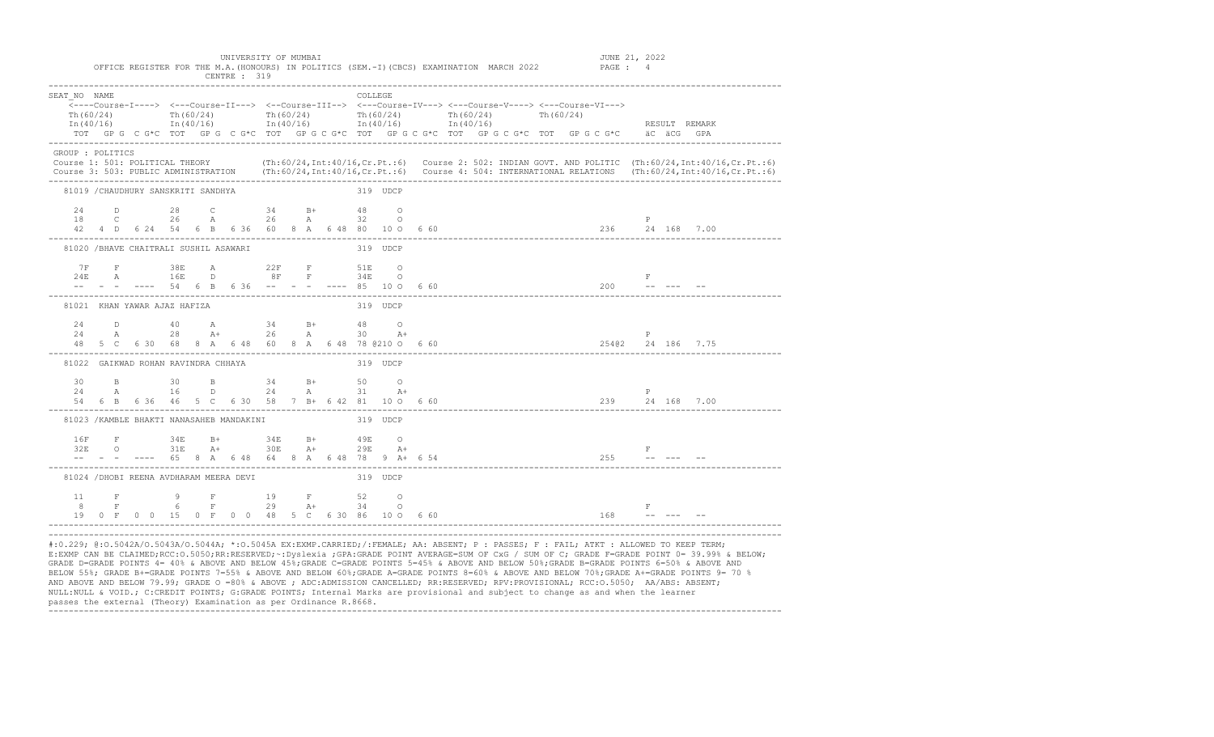UNIVERSITY OF MUMBAI

OFFICE REGISTER FOR THE M.A.(HONOURS) IN POLITICS (SEM.-I)(CBCS) EXAMINATION MARCH 2022

CENTRE : 319

JUNE 21, 2022

```
SEAT_NO  NAME                                                          COLLEGE
    <----Course-I----> <---Course-II---> <--Course-III--> <---Course-IV---> <---Course-V----> <---Course-VI--->
    Th(60/24)          Th(60/24)          Th(60/24)         Th(60/24)         Th(60/24)         Th(60/24)
    In(40/16)          In(40/16)          In(40/16)         In(40/16)         In(40/16)                          RESULT  REMARK
    TOT  GP G  C G*C  TOT  GP G  C G*C  TOT  GP G C G*C  TOT  GP G C G*C  TOT  GP G C G*C  TOT  GP G C G*C   äC  äCG  GPA
```

GROUP : POLITICS

Course 1: 501: POLITICAL THEORY (Th:60/24,Int:40/16,Cr.Pt.:6) Course 2: 502: INDIAN GOVT. AND POLITIC (Th:60/24,Int:40/16,Cr.Pt.:6)
Course 3: 503: PUBLIC ADMINISTRATION (Th:60/24,Int:40/16,Cr.Pt.:6) Course 4: 504: INTERNATIONAL RELATIONS (Th:60/24,Int:40/16,Cr.Pt.:6)

```
  81019 /CHAUDHURY SANSKRITI SANDHYA                         319 UDCP

    24     D         28     C         34     B+        48     O
    18     C         26     A         26     A         32     O                                                       P
    42  4  D  6 24   54  6  B  6 36   60  8  A  6 48   80  10 O  6 60                                      236      24 168  7.00

  81020 /BHAVE CHAITRALI SUSHIL ASAWARI                      319 UDCP

    7F     F         38E    A         22F    F         51E    O
    24E    A         16E    D          8F    F         34E    O                                                       F
    --  -  -  ----   54  6  B  6 36   --  -  -  ----   85  10 O  6 60                                      200      --  ---  --

  81021  KHAN YAWAR AJAZ HAFIZA                              319 UDCP

    24     D         40     A         34     B+        48     O
    24     A         28     A+        26     A         30     A+                                                      P
    48  5  C  6 30   68  8  A  6 48   60  8  A  6 48   78 @210 O  6 60                                     254@2    24 186  7.75

  81022  GAIKWAD ROHAN RAVINDRA CHHAYA                       319 UDCP

    30     B         30     B         34     B+        50     O
    24     A         16     D         24     A         31     A+                                                      P
    54  6  B  6 36   46  5  C  6 30   58  7  B+ 6 42   81  10 O  6 60                                      239      24 168  7.00

  81023 /KAMBLE BHAKTI NANASAHEB MANDAKINI                   319 UDCP

    16F    F         34E    B+        34E    B+        49E    O
    32E    O         31E    A+        30E    A+        29E    A+                                                      F
    --  -  -  ----   65  8  A  6 48   64  8  A  6 48   78  9  A+ 6 54                                      255      --  ---  --

  81024 /DHOBI REENA AVDHARAM MEERA DEVI                     319 UDCP

    11     F          9     F         19     F         52     O
     8     F          6     F         29     A+        34     O                                                       F
    19  0  F  0  0   15  0  F  0  0   48  5  C  6 30   86  10 O  6 60                                      168      --  ---  --
```

#:O.229; @:O.5042A/O.5043A/O.5044A; *:O.5045A EX:EXMP.CARRIED;/:FEMALE; AA: ABSENT; P : PASSES; F : FAIL; ATKT : ALLOWED TO KEEP TERM; E:EXMP CAN BE CLAIMED;RCC:O.5050;RR:RESERVED;~:Dyslexia ;GPA:GRADE POINT AVERAGE=SUM OF CxG / SUM OF C; GRADE F=GRADE POINT 0= 39.99% & BELOW; GRADE D=GRADE POINTS 4= 40% & ABOVE AND BELOW 45%;GRADE C=GRADE POINTS 5=45% & ABOVE AND BELOW 50%;GRADE B=GRADE POINTS 6=50% & ABOVE AND BELOW 55%; GRADE B+=GRADE POINTS 7=55% & ABOVE AND BELOW 60%;GRADE A=GRADE POINTS 8=60% & ABOVE AND BELOW 70%;GRADE A+=GRADE POINTS 9= 70 % AND ABOVE AND BELOW 79.99; GRADE O =80% & ABOVE ; ADC:ADMISSION CANCELLED; RR:RESERVED; RPV:PROVISIONAL; RCC:O.5050; AA/ABS: ABSENT; NULL:NULL & VOID.; C:CREDIT POINTS; G:GRADE POINTS; Internal Marks are provisional and subject to change as and when the learner passes the external (Theory) Examination as per Ordinance R.8668.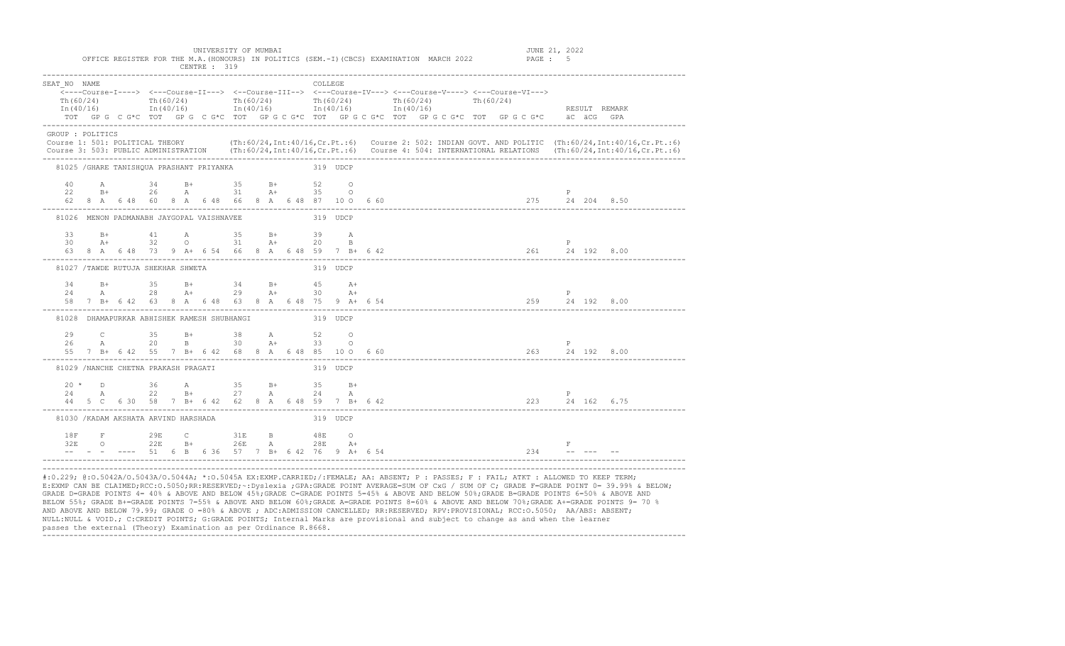UNIVERSITY OF MUMBAI

OFFICE REGISTER FOR THE M.A.(HONOURS) IN POLITICS (SEM.-I)(CBCS) EXAMINATION MARCH 2022

CENTRE : 319

JUNE 21, 2022

```
SEAT_NO  NAME                                                    COLLEGE
    <----Course-I----> <---Course-II---> <--Course-III--> <---Course-IV---> <---Course-V----> <---Course-VI--->
   Th(60/24)          Th(60/24)         Th(60/24)         Th(60/24)         Th(60/24)         Th(60/24)
   In(40/16)          In(40/16)         In(40/16)         In(40/16)         In(40/16)                                  RESULT  REMARK
   TOT  GP G  C G*C  TOT  GP G  C G*C  TOT  GP G C G*C  TOT  GP G C G*C  TOT  GP G C G*C  TOT  GP G C G*C     äC  äCG  GPA
```

GROUP : POLITICS

Course 1: 501: POLITICAL THEORY (Th:60/24,Int:40/16,Cr.Pt.:6)   Course 2: 502: INDIAN GOVT. AND POLITIC (Th:60/24,Int:40/16,Cr.Pt.:6)

Course 3: 503: PUBLIC ADMINISTRATION (Th:60/24,Int:40/16,Cr.Pt.:6)   Course 4: 504: INTERNATIONAL RELATIONS (Th:60/24,Int:40/16,Cr.Pt.:6)

```
   81025 /GHARE TANISHQUA PRASHANT PRIYANKA                     319 UDCP

    40     A         34     B+        35     B+        52     O
    22     B+        26     A         31     A+        35     O                                                      P
    62  8  A  6 48   60  8  A  6 48   66  8  A  6 48   87  10 O  6 60                                       275     24 204  8.50
-----------------------------------------------------------------------------------------------------------------------------------
   81026  MENON PADMANABH JAYGOPAL VAISHNAVEE                   319 UDCP

    33     B+        41     A         35     B+        39     A
    30     A+        32     O         31     A+        20     B                                                       P
    63  8  A  6 48   73  9  A+ 6 54   66  8  A  6 48   59  7  B+ 6 42                                       261     24 192  8.00
-----------------------------------------------------------------------------------------------------------------------------------
   81027 /TAWDE RUTUJA SHEKHAR SHWETA                           319 UDCP

    34     B+        35     B+        34     B+        45     A+
    24     A         28     A+        29     A+        30     A+                                                      P
    58  7  B+ 6 42   63  8  A  6 48   63  8  A  6 48   75  9  A+ 6 54                                       259     24 192  8.00
-----------------------------------------------------------------------------------------------------------------------------------
   81028  DHAMAPURKAR ABHISHEK RAMESH SHUBHANGI                 319 UDCP

    29     C         35     B+        38     A         52     O
    26     A         20     B         30     A+        33     O                                                       P
    55  7  B+ 6 42   55  7  B+ 6 42   68  8  A  6 48   85  10 O  6 60                                       263     24 192  8.00
-----------------------------------------------------------------------------------------------------------------------------------
   81029 /NANCHE CHETNA PRAKASH PRAGATI                         319 UDCP

    20 *   D         36     A         35     B+        35     B+
    24     A         22     B+        27     A         24     A                                                       P
    44  5  C  6 30   58  7  B+ 6 42   62  8  A  6 48   59  7  B+ 6 42                                       223     24 162  6.75
-----------------------------------------------------------------------------------------------------------------------------------
   81030 /KADAM AKSHATA ARVIND HARSHADA                         319 UDCP

    18F    F         29E    C         31E    B         48E    O
    32E    O         22E    B+        26E    A         28E    A+                                                      F
    --  -  -  ----   51  6  B  6 36   57  7  B+ 6 42   76  9  A+ 6 54                                       234     --  ---  --
-----------------------------------------------------------------------------------------------------------------------------------
```

#:O.229; @:O.5042A/O.5043A/O.5044A; *:O.5045A EX:EXMP.CARRIED;/:FEMALE; AA: ABSENT; P : PASSES; F : FAIL; ATKT : ALLOWED TO KEEP TERM; E:EXMP CAN BE CLAIMED;RCC:O.5050;RR:RESERVED;~:Dyslexia ;GPA:GRADE POINT AVERAGE=SUM OF CxG / SUM OF C; GRADE F=GRADE POINT 0= 39.99% & BELOW; GRADE D=GRADE POINTS 4= 40% & ABOVE AND BELOW 45%;GRADE C=GRADE POINTS 5=45% & ABOVE AND BELOW 50%;GRADE B=GRADE POINTS 6=50% & ABOVE AND BELOW 55%; GRADE B+=GRADE POINTS 7=55% & ABOVE AND BELOW 60%;GRADE A=GRADE POINTS 8=60% & ABOVE AND BELOW 70%;GRADE A+=GRADE POINTS 9= 70 % AND ABOVE AND BELOW 79.99; GRADE O =80% & ABOVE ; ADC:ADMISSION CANCELLED; RR:RESERVED; RPV:PROVISIONAL; RCC:O.5050; AA/ABS: ABSENT; NULL:NULL & VOID.; C:CREDIT POINTS; G:GRADE POINTS; Internal Marks are provisional and subject to change as and when the learner passes the external (Theory) Examination as per Ordinance R.8668.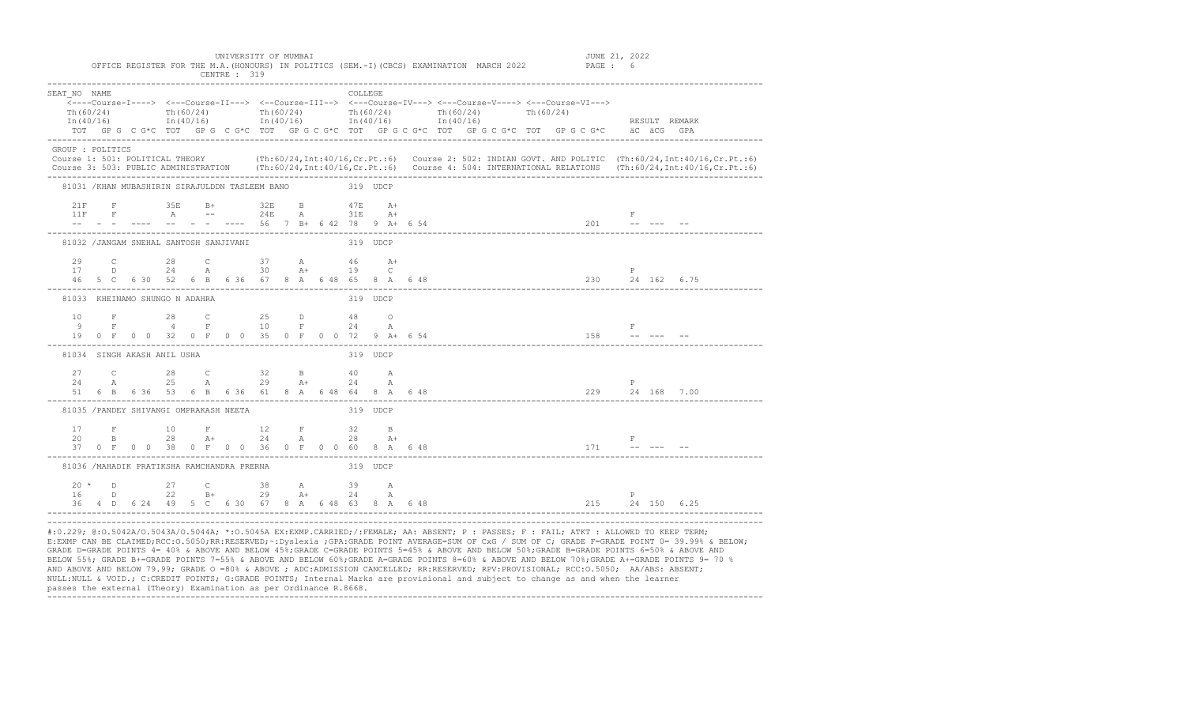UNIVERSITY OF MUMBAI

OFFICE REGISTER FOR THE M.A.(HONOURS) IN POLITICS (SEM.-I)(CBCS) EXAMINATION MARCH 2022

CENTRE : 319

JUNE 21, 2022

```
SEAT_NO  NAME                                                      COLLEGE
    <----Course-I----> <---Course-II---> <--Course-III--> <---Course-IV---> <---Course-V----> <---Course-VI--->
    Th(60/24)          Th(60/24)          Th(60/24)          Th(60/24)          Th(60/24)          Th(60/24)
    In(40/16)          In(40/16)          In(40/16)          In(40/16)          In(40/16)                                RESULT  REMARK
    TOT  GP G  C G*C  TOT  GP G  C G*C  TOT  GP G C G*C  TOT  GP G C G*C  TOT  GP G C G*C  TOT  GP G C G*C     äC  äCG  GPA
```

GROUP : POLITICS

Course 1: 501: POLITICAL THEORY (Th:60/24,Int:40/16,Cr.Pt.:6) Course 2: 502: INDIAN GOVT. AND POLITIC (Th:60/24,Int:40/16,Cr.Pt.:6)
Course 3: 503: PUBLIC ADMINISTRATION (Th:60/24,Int:40/16,Cr.Pt.:6) Course 4: 504: INTERNATIONAL RELATIONS (Th:60/24,Int:40/16,Cr.Pt.:6)

```
  81031 /KHAN MUBASHIRIN SIRAJULDDN TASLEEM BANO            319  UDCP

    21F     F         35E    B+        32E    B        47E    A+
    11F     F          A     --        24E    A        31E    A+                                                  F
    --   -  -  ----   --   -  -  ----  56   7  B+  6 42  78   9  A+  6 54                               201       -- ---  --
-----------------------------------------------------------------------------------------------------------------------------
  81032 /JANGAM SNEHAL SANTOSH SANJIVANI                     319  UDCP

    29      C         28     C         37     A        46     A+
    17      D         24     A         30     A+       19     C                                                   P
    46   5  C  6 30   52   6  B  6 36  67   8  A  6 48  65   8  A  6 48                                230       24 162  6.75
-----------------------------------------------------------------------------------------------------------------------------
  81033  KHEINAMO SHUNGO N ADAHRA                            319  UDCP

    10      F         28     C         25     D        48     O
     9      F          4     F         10     F        24     A                                                   F
    19   0  F  0  0   32   0  F  0  0  35   0  F  0  0  72   9  A+  6 54                               158       -- ---  --
-----------------------------------------------------------------------------------------------------------------------------
  81034  SINGH AKASH ANIL USHA                               319  UDCP

    27      C         28     C         32     B        40     A
    24      A         25     A         29     A+       24     A                                                   P
    51   6  B  6 36   53   6  B  6 36  61   8  A  6 48  64   8  A  6 48                                229       24 168  7.00
-----------------------------------------------------------------------------------------------------------------------------
  81035 /PANDEY SHIVANGI OMPRAKASH NEETA                     319  UDCP

    17      F         10     F         12     F        32     B
    20      B         28     A+        24     A        28     A+                                                  F
    37   0  F  0  0   38   0  F  0  0  36   0  F  0  0  60   8  A  6 48                                171       -- ---  --
-----------------------------------------------------------------------------------------------------------------------------
  81036 /MAHADIK PRATIKSHA RAMCHANDRA PRERNA                 319  UDCP

    20 *    D         27     C         38     A        39     A
    16      D         22     B+        29     A+       24     A                                                   P
    36   4  D  6 24   49   5  C  6 30  67   8  A  6 48  63   8  A  6 48                                215       24 150  6.25
-----------------------------------------------------------------------------------------------------------------------------
```

#:O.229; @:O.5042A/O.5043A/O.5044A; *:O.5045A EX:EXMP.CARRIED;/:FEMALE; AA: ABSENT; P : PASSES; F : FAIL; ATKT : ALLOWED TO KEEP TERM; E:EXMP CAN BE CLAIMED;RCC:O.5050;RR:RESERVED;~:Dyslexia ;GPA:GRADE POINT AVERAGE=SUM OF CxG / SUM OF C; GRADE F=GRADE POINT 0= 39.99% & BELOW; GRADE D=GRADE POINTS 4= 40% & ABOVE AND BELOW 45%;GRADE C=GRADE POINTS 5=45% & ABOVE AND BELOW 50%;GRADE B=GRADE POINTS 6=50% & ABOVE AND BELOW 55%; GRADE B+=GRADE POINTS 7=55% & ABOVE AND BELOW 60%;GRADE A=GRADE POINTS 8=60% & ABOVE AND BELOW 70%;GRADE A+=GRADE POINTS 9= 70 % AND ABOVE AND BELOW 79.99; GRADE O =80% & ABOVE ; ADC:ADMISSION CANCELLED; RR:RESERVED; RPV:PROVISIONAL; RCC:O.5050; AA/ABS: ABSENT; NULL:NULL & VOID.; C:CREDIT POINTS; G:GRADE POINTS; Internal Marks are provisional and subject to change as and when the learner passes the external (Theory) Examination as per Ordinance R.8668.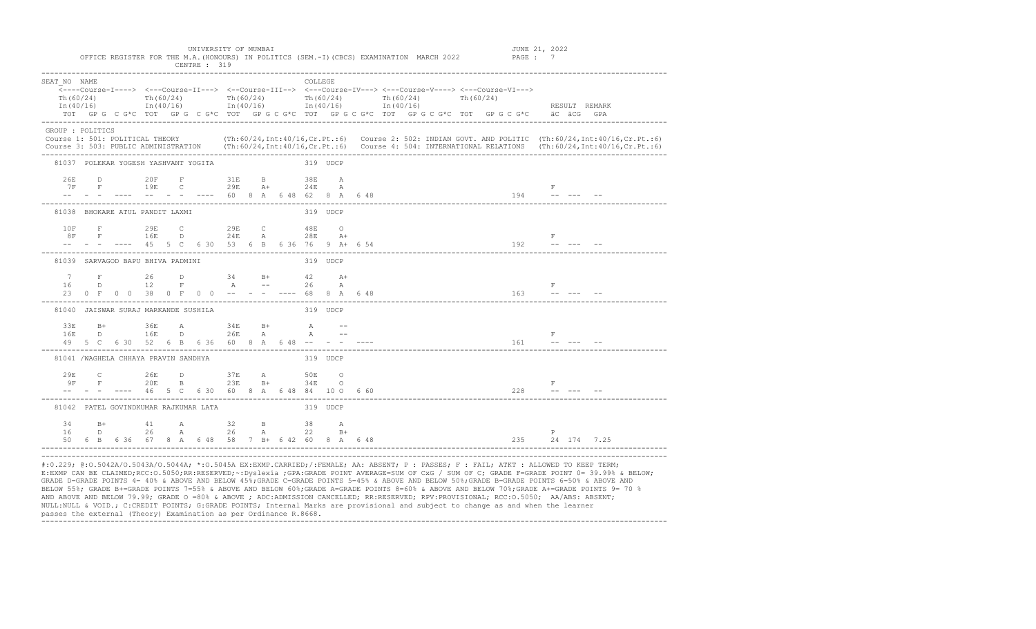UNIVERSITY OF MUMBAI

OFFICE REGISTER FOR THE M.A.(HONOURS) IN POLITICS (SEM.-I)(CBCS) EXAMINATION MARCH 2022

CENTRE : 319

JUNE 21, 2022

```
SEAT_NO  NAME                                                       COLLEGE
    <----Course-I----> <---Course-II---> <--Course-III--> <---Course-IV---> <---Course-V----> <---Course-VI--->
   Th(60/24)          Th(60/24)         Th(60/24)         Th(60/24)         Th(60/24)         Th(60/24)
   In(40/16)          In(40/16)         In(40/16)         In(40/16)         In(40/16)                          RESULT  REMARK
   TOT  GP G  C G*C  TOT  GP G  C G*C  TOT  GP G C G*C  TOT  GP G C G*C  TOT  GP G C G*C  TOT  GP G C G*C     äC  äCG  GPA
```

GROUP : POLITICS

Course 1: 501: POLITICAL THEORY (Th:60/24,Int:40/16,Cr.Pt.:6) Course 2: 502: INDIAN GOVT. AND POLITIC (Th:60/24,Int:40/16,Cr.Pt.:6)
Course 3: 503: PUBLIC ADMINISTRATION (Th:60/24,Int:40/16,Cr.Pt.:6) Course 4: 504: INTERNATIONAL RELATIONS (Th:60/24,Int:40/16,Cr.Pt.:6)

```
81037  POLEKAR YOGESH YASHVANT YOGITA                          319 UDCP

   26E    D          20F    F          31E    B          38E    A
    7F    F          19E    C          29E    A+         24E    A                                                  F
   --   -  -  ----   --   -  -  ----   60   8  A   6 48  62   8  A   6 48                                 194       --  ---   --

81038  BHOKARE ATUL PANDIT LAXMI                               319 UDCP

   10F    F          29E    C          29E    C          48E    O
    8F    F          16E    D          24E    A          28E    A+                                                 F
   --   -  -  ----   45   5  C   6 30  53   6  B   6 36  76   9  A+  6 54                                 192       --  ---   --

81039  SARVAGOD BAPU BHIVA PADMINI                             319 UDCP

    7     F          26     D          34     B+         42     A+
   16     D          12     F           A     --         26     A                                                  F
   23   0  F   0  0  38   0  F   0  0  --   -  -  ----   68   8  A   6 48                                 163       --  ---   --

81040  JAISWAR SURAJ MARKANDE SUSHILA                          319 UDCP

   33E    B+         36E    A          34E    B+          A     --
   16E    D          16E    D          26E    A           A     --                                                  F
   49   5  C   6 30  52   6  B   6 36  60   8  A   6 48  --   -  -  ----                                 161       --  ---   --

81041 /WAGHELA CHHAYA PRAVIN SANDHYA                           319 UDCP

   29E    C          26E    D          37E    A          50E    O
    9F    F          20E    B          23E    B+         34E    O                                                  F
   --   -  -  ----   46   5  C   6 30  60   8  A   6 48  84  10  O   6 60                                 228       --  ---   --

81042  PATEL GOVINDKUMAR RAJKUMAR LATA                         319 UDCP

   34     B+         41     A          32     B          38     A
   16     D          26     A          26     A          22     B+                                                 P
   50   6  B   6 36  67   8  A   6 48  58   7  B+  6 42  60   8  A   6 48                                 235       24  174  7.25
```

#:O.229; @:O.5042A/O.5043A/O.5044A; *:O.5045A EX:EXMP.CARRIED;/:FEMALE; AA: ABSENT; P : PASSES; F : FAIL; ATKT : ALLOWED TO KEEP TERM;
E:EXMP CAN BE CLAIMED;RCC:O.5050;RR:RESERVED;~:Dyslexia ;GPA:GRADE POINT AVERAGE=SUM OF CxG / SUM OF C; GRADE F=GRADE POINT 0= 39.99% & BELOW;
GRADE D=GRADE POINTS 4= 40% & ABOVE AND BELOW 45%;GRADE C=GRADE POINTS 5=45% & ABOVE AND BELOW 50%;GRADE B=GRADE POINTS 6=50% & ABOVE AND
BELOW 55%; GRADE B+=GRADE POINTS 7=55% & ABOVE AND BELOW 60%;GRADE A=GRADE POINTS 8=60% & ABOVE AND BELOW 70%;GRADE A+=GRADE POINTS 9= 70 %
AND ABOVE AND BELOW 79.99; GRADE O =80% & ABOVE ; ADC:ADMISSION CANCELLED; RR:RESERVED; RPV:PROVISIONAL; RCC:O.5050; AA/ABS: ABSENT;
NULL:NULL & VOID.; C:CREDIT POINTS; G:GRADE POINTS; Internal Marks are provisional and subject to change as and when the learner
passes the external (Theory) Examination as per Ordinance R.8668.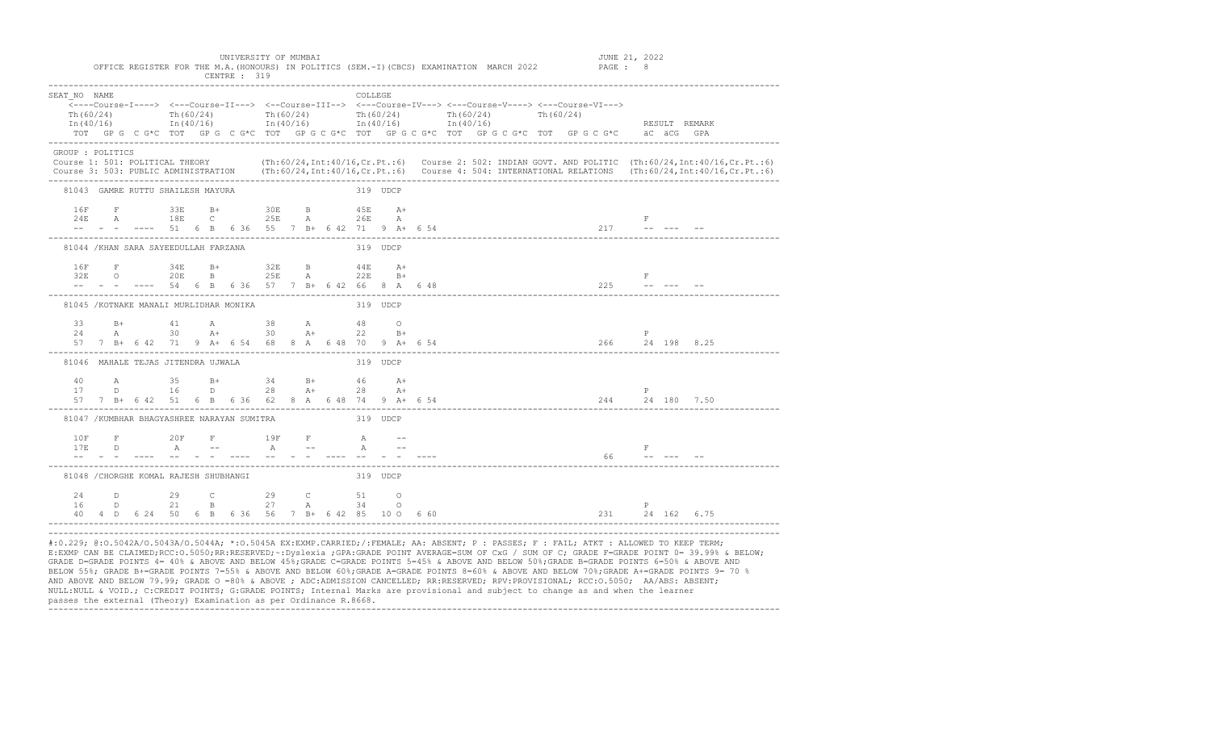UNIVERSITY OF MUMBAI

OFFICE REGISTER FOR THE M.A.(HONOURS) IN POLITICS (SEM.-I)(CBCS) EXAMINATION MARCH 2022

CENTRE : 319

JUNE 21, 2022

```
SEAT_NO  NAME                                                       COLLEGE
    <----Course-I----> <---Course-II---> <--Course-III--> <---Course-IV---> <---Course-V----> <---Course-VI--->
    Th(60/24)          Th(60/24)          Th(60/24)        Th(60/24)         Th(60/24)         Th(60/24)
    In(40/16)          In(40/16)          In(40/16)        In(40/16)         In(40/16)                              RESULT  REMARK
    TOT  GP G  C G*C  TOT  GP G  C G*C  TOT  GP G C G*C  TOT  GP G C G*C  TOT  GP G C G*C  TOT  GP G C G*C     äC  äCG  GPA
```

GROUP : POLITICS

Course 1: 501: POLITICAL THEORY (Th:60/24,Int:40/16,Cr.Pt.:6) Course 2: 502: INDIAN GOVT. AND POLITIC (Th:60/24,Int:40/16,Cr.Pt.:6)

Course 3: 503: PUBLIC ADMINISTRATION (Th:60/24,Int:40/16,Cr.Pt.:6) Course 4: 504: INTERNATIONAL RELATIONS (Th:60/24,Int:40/16,Cr.Pt.:6)

```
 81043  GAMRE RUTTU SHAILESH MAYURA                           319  UDCP

   16F    F         33E    B+        30E    B         45E    A+
   24E    A         18E    C         25E    A         26E    A                                                          F
   --   -  -  ----  51   6  B   6 36  55   7  B+  6 42  71   9  A+  6 54                                       217     --  ---   --
---------------------------------------------------------------------------------------------------------------------------------
 81044 /KHAN SARA SAYEEDULLAH FARZANA                         319  UDCP

   16F    F         34E    B+        32E    B         44E    A+
   32E    O         20E    B         25E    A         22E    B+                                                         F
   --   -  -  ----  54   6  B   6 36  57   7  B+  6 42  66   8  A   6 48                                       225     --  ---   --
---------------------------------------------------------------------------------------------------------------------------------
 81045 /KOTNAKE MANALI MURLIDHAR MONIKA                       319  UDCP

   33     B+        41     A         38     A         48     O
   24     A         30     A+        30     A+        22     B+                                                         P
   57   7  B+  6 42  71   9  A+  6 54  68   8  A   6 48  70   9  A+  6 54                                       266     24  198   8.25
---------------------------------------------------------------------------------------------------------------------------------
 81046  MAHALE TEJAS JITENDRA UJWALA                          319  UDCP

   40     A         35     B+        34     B+        46     A+
   17     D         16     D         28     A+        28     A+                                                         P
   57   7  B+  6 42  51   6  B   6 36  62   8  A   6 48  74   9  A+  6 54                                       244     24  180   7.50
---------------------------------------------------------------------------------------------------------------------------------
 81047 /KUMBHAR BHAGYASHREE NARAYAN SUMITRA                   319  UDCP

   10F    F         20F    F         19F    F          A     --
   17E    D          A     --         A     --         A     --                                                        F
   --   -  -  ----  --   -  -  ----  --   -  -  ----  --   -  -  ----                                           66     --  ---   --
---------------------------------------------------------------------------------------------------------------------------------
 81048 /CHORGHE KOMAL RAJESH SHUBHANGI                        319  UDCP

   24     D         29     C         29     C         51     O
   16     D         21     B         27     A         34     O                                                          P
   40   4  D   6 24  50   6  B   6 36  56   7  B+  6 42  85  10  O   6 60                                       231     24  162   6.75
---------------------------------------------------------------------------------------------------------------------------------
```

#:O.229; @:O.5042A/O.5043A/O.5044A; *:O.5045A EX:EXMP.CARRIED;/:FEMALE; AA: ABSENT; P : PASSES; F : FAIL; ATKT : ALLOWED TO KEEP TERM; E:EXMP CAN BE CLAIMED;RCC:O.5050;RR:RESERVED;~:Dyslexia ;GPA:GRADE POINT AVERAGE=SUM OF CxG / SUM OF C; GRADE F=GRADE POINT 0= 39.99% & BELOW; GRADE D=GRADE POINTS 4= 40% & ABOVE AND BELOW 45%;GRADE C=GRADE POINTS 5=45% & ABOVE AND BELOW 50%;GRADE B=GRADE POINTS 6=50% & ABOVE AND BELOW 55%; GRADE B+=GRADE POINTS 7=55% & ABOVE AND BELOW 60%;GRADE A=GRADE POINTS 8=60% & ABOVE AND BELOW 70%;GRADE A+=GRADE POINTS 9= 70 % AND ABOVE AND BELOW 79.99; GRADE O =80% & ABOVE ; ADC:ADMISSION CANCELLED; RR:RESERVED; RPV:PROVISIONAL; RCC:O.5050; AA/ABS: ABSENT; NULL:NULL & VOID.; C:CREDIT POINTS; G:GRADE POINTS; Internal Marks are provisional and subject to change as and when the learner passes the external (Theory) Examination as per Ordinance R.8668.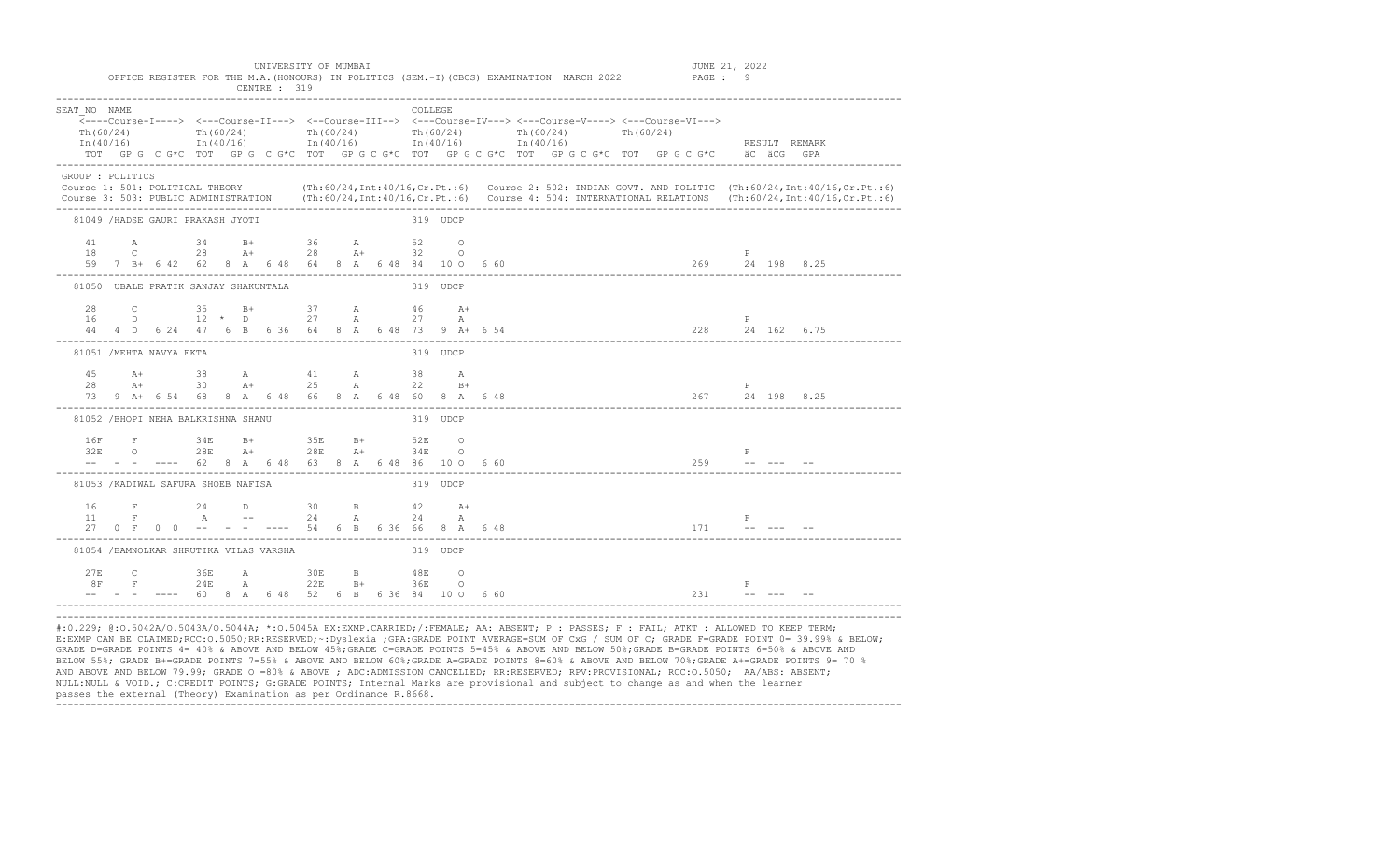UNIVERSITY OF MUMBAI

OFFICE REGISTER FOR THE M.A.(HONOURS) IN POLITICS (SEM.-I)(CBCS) EXAMINATION MARCH 2022

CENTRE : 319

JUNE 21, 2022

```
SEAT_NO  NAME                                                   COLLEGE
    <----Course-I----> <---Course-II---> <--Course-III--> <---Course-IV---> <---Course-V----> <---Course-VI--->
    Th(60/24)          Th(60/24)          Th(60/24)         Th(60/24)         Th(60/24)         Th(60/24)
    In(40/16)          In(40/16)          In(40/16)         In(40/16)         In(40/16)                          RESULT  REMARK
    TOT  GP G  C G*C  TOT  GP G  C G*C  TOT  GP G C G*C  TOT  GP G C G*C  TOT  GP G C G*C  TOT  GP G C G*C    äC  äCG  GPA
```

GROUP : POLITICS

Course 1: 501: POLITICAL THEORY (Th:60/24,Int:40/16,Cr.Pt.:6) Course 2: 502: INDIAN GOVT. AND POLITIC (Th:60/24,Int:40/16,Cr.Pt.:6)
Course 3: 503: PUBLIC ADMINISTRATION (Th:60/24,Int:40/16,Cr.Pt.:6) Course 4: 504: INTERNATIONAL RELATIONS (Th:60/24,Int:40/16,Cr.Pt.:6)

```
  81049 /HADSE GAURI PRAKASH JYOTI                        319 UDCP

    41     A        34     B+       36     A        52     O
    18     C        28     A+       28     A+       32     O                                               P
    59  7  B+ 6 42  62  8  A  6 48  64  8  A  6 48  84  10 O  6 60                        269       24  198  8.25
--------------------------------------------------------------------------------------------------------------
  81050  UBALE PRATIK SANJAY SHAKUNTALA                   319 UDCP

    28     C        35     B+       37     A        46     A+
    16     D        12  *  D        27     A        27     A                                                P
    44  4  D  6 24  47  6  B  6 36  64  8  A  6 48  73  9  A+ 6 54                        228       24  162  6.75
--------------------------------------------------------------------------------------------------------------
  81051 /MEHTA NAVYA EKTA                                 319 UDCP

    45     A+       38     A        41     A        38     A
    28     A+       30     A+       25     A        22     B+                                               P
    73  9  A+ 6 54  68  8  A  6 48  66  8  A  6 48  60  8  A  6 48                        267       24  198  8.25
--------------------------------------------------------------------------------------------------------------
  81052 /BHOPI NEHA BALKRISHNA SHANU                      319 UDCP

    16F    F        34E    B+       35E    B+       52E    O
    32E    O        28E    A+       28E    A+       34E    O                                               F
    --  -  -  ----  62  8  A  6 48  63  8  A  6 48  86  10 O  6 60                        259       --  ---  --
--------------------------------------------------------------------------------------------------------------
  81053 /KADIWAL SAFURA SHOEB NAFISA                      319 UDCP

    16     F        24     D        30     B        42     A+
    11     F         A     --       24     A        24     A                                                F
    27  0  F  0 0   --  -  -  ----  54  6  B  6 36  66  8  A  6 48                        171       --  ---  --
--------------------------------------------------------------------------------------------------------------
  81054 /BAMNOLKAR SHRUTIKA VILAS VARSHA                  319 UDCP

    27E    C        36E    A        30E    B        48E    O
     8F    F        24E    A        22E    B+       36E    O                                               F
    --  -  -  ----  60  8  A  6 48  52  6  B  6 36  84  10 O  6 60                        231       --  ---  --
--------------------------------------------------------------------------------------------------------------
```

#:O.229; @:O.5042A/O.5043A/O.5044A; *:O.5045A EX:EXMP.CARRIED;/:FEMALE; AA: ABSENT; P : PASSES; F : FAIL; ATKT : ALLOWED TO KEEP TERM; E:EXMP CAN BE CLAIMED;RCC:O.5050;RR:RESERVED;~:Dyslexia ;GPA:GRADE POINT AVERAGE=SUM OF CxG / SUM OF C; GRADE F=GRADE POINT 0= 39.99% & BELOW; GRADE D=GRADE POINTS 4= 40% & ABOVE AND BELOW 45%;GRADE C=GRADE POINTS 5=45% & ABOVE AND BELOW 50%;GRADE B=GRADE POINTS 6=50% & ABOVE AND BELOW 55%; GRADE B+=GRADE POINTS 7=55% & ABOVE AND BELOW 60%;GRADE A=GRADE POINTS 8=60% & ABOVE AND BELOW 70%;GRADE A+=GRADE POINTS 9= 70 % AND ABOVE AND BELOW 79.99; GRADE O =80% & ABOVE ; ADC:ADMISSION CANCELLED; RR:RESERVED; RPV:PROVISIONAL; RCC:O.5050; AA/ABS: ABSENT; NULL:NULL & VOID.; C:CREDIT POINTS; G:GRADE POINTS; Internal Marks are provisional and subject to change as and when the learner passes the external (Theory) Examination as per Ordinance R.8668.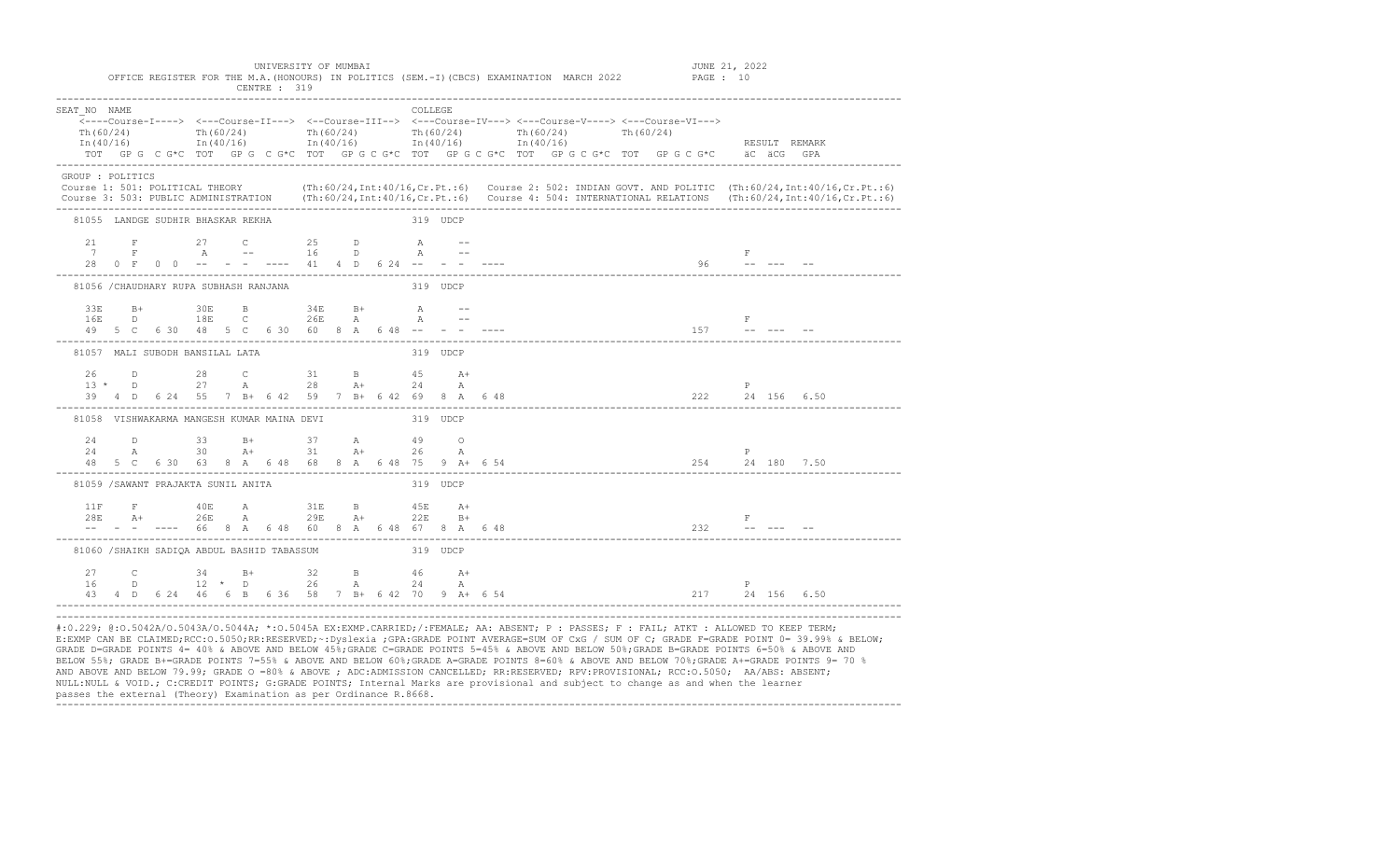UNIVERSITY OF MUMBAI

OFFICE REGISTER FOR THE M.A.(HONOURS) IN POLITICS (SEM.-I)(CBCS) EXAMINATION MARCH 2022

CENTRE : 319

JUNE 21, 2022

PAGE : 10

```
SEAT_NO  NAME                                                          COLLEGE
    <----Course-I----> <---Course-II---> <--Course-III--> <---Course-IV---> <---Course-V----> <---Course-VI--->
    Th(60/24)          Th(60/24)         Th(60/24)        Th(60/24)         Th(60/24)         Th(60/24)
    In(40/16)          In(40/16)         In(40/16)        In(40/16)         In(40/16)                              RESULT  REMARK
    TOT  GP G  C G*C  TOT  GP G  C G*C  TOT  GP G C G*C  TOT  GP G C G*C  TOT  GP G C G*C  TOT  GP G C G*C     äC  äCG  GPA
```

GROUP : POLITICS

Course 1: 501: POLITICAL THEORY (Th:60/24,Int:40/16,Cr.Pt.:6) Course 2: 502: INDIAN GOVT. AND POLITIC (Th:60/24,Int:40/16,Cr.Pt.:6)

Course 3: 503: PUBLIC ADMINISTRATION (Th:60/24,Int:40/16,Cr.Pt.:6) Course 4: 504: INTERNATIONAL RELATIONS (Th:60/24,Int:40/16,Cr.Pt.:6)

```
 81055  LANDGE SUDHIR BHASKAR REKHA                                    319  UDCP

   21     F          27     C          25     D          A     --
    7     F           A     --         16     D          A     --                                                   F
   28   0  F   0  0  --   -  -  ----  41   4  D   6 24  --   -  -  ----                                       96     --  ---  --

 81056 /CHAUDHARY RUPA SUBHASH RANJANA                                 319  UDCP

   33E    B+         30E    B          34E    B+         A     --
   16E    D          18E    C          26E    A          A     --                                                   F
   49   5  C   6 30  48   5  C   6 30  60   8  A   6 48  --   -  -  ----                                      157     --  ---  --

 81057  MALI SUBODH BANSILAL LATA                                      319  UDCP

   26     D          28     C          31     B          45    A+
   13 *   D          27     A          28     A+         24    A                                                    P
   39   4  D   6 24  55   7  B+  6 42  59   7  B+  6 42  69   8  A   6 48                                      222     24  156  6.50

 81058  VISHWAKARMA MANGESH KUMAR MAINA DEVI                           319  UDCP

   24     D          33     B+         37     A          49    O
   24     A          30     A+         31     A+         26    A                                                    P
   48   5  C   6 30  63   8  A   6 48  68   8  A   6 48  75   9  A+  6 54                                      254     24  180  7.50

 81059 /SAWANT PRAJAKTA SUNIL ANITA                                    319  UDCP

   11F    F          40E    A          31E    B          45E   A+
   28E    A+         26E    A          29E    A+         22E   B+                                                   F
   --   -  -  ----  66   8  A   6 48  60   8  A   6 48  67   8  A   6 48                                      232     --  ---  --

 81060 /SHAIKH SADIQA ABDUL BASHID TABASSUM                            319  UDCP

   27     C          34     B+         32     B          46    A+
   16     D          12 *   D          26     A          24    A                                                    P
   43   4  D   6 24  46   6  B   6 36  58   7  B+  6 42  70   9  A+  6 54                                      217     24  156  6.50
```

#:O.229; @:O.5042A/O.5043A/O.5044A; *:O.5045A EX:EXMP.CARRIED;/:FEMALE; AA: ABSENT; P : PASSES; F : FAIL; ATKT : ALLOWED TO KEEP TERM; E:EXMP CAN BE CLAIMED;RCC:O.5050;RR:RESERVED;~:Dyslexia ;GPA:GRADE POINT AVERAGE=SUM OF CxG / SUM OF C; GRADE F=GRADE POINT 0= 39.99% & BELOW; GRADE D=GRADE POINTS 4= 40% & ABOVE AND BELOW 45%;GRADE C=GRADE POINTS 5=45% & ABOVE AND BELOW 50%;GRADE B=GRADE POINTS 6=50% & ABOVE AND BELOW 55%; GRADE B+=GRADE POINTS 7=55% & ABOVE AND BELOW 60%;GRADE A=GRADE POINTS 8=60% & ABOVE AND BELOW 70%;GRADE A+=GRADE POINTS 9= 70 % AND ABOVE AND BELOW 79.99; GRADE O =80% & ABOVE ; ADC:ADMISSION CANCELLED; RR:RESERVED; RPV:PROVISIONAL; RCC:O.5050; AA/ABS: ABSENT; NULL:NULL & VOID.; C:CREDIT POINTS; G:GRADE POINTS; Internal Marks are provisional and subject to change as and when the learner passes the external (Theory) Examination as per Ordinance R.8668.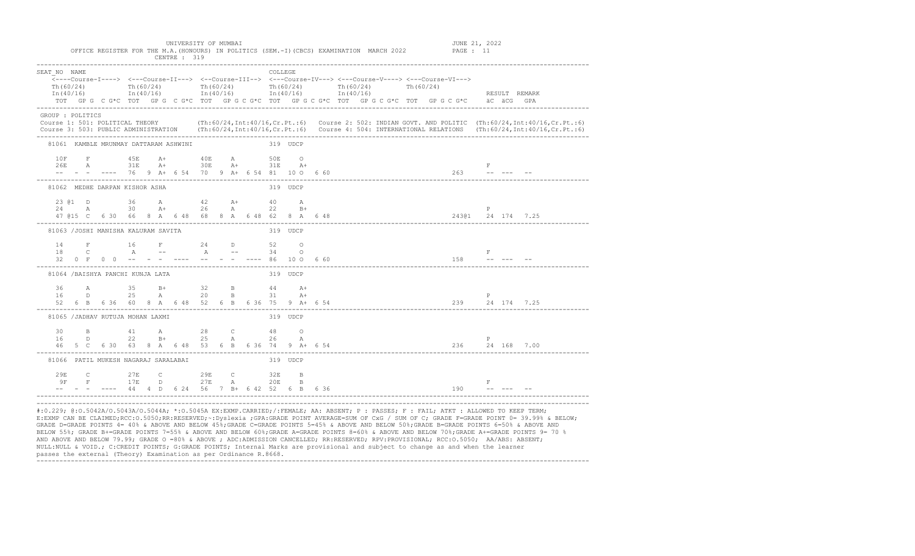UNIVERSITY OF MUMBAI

OFFICE REGISTER FOR THE M.A.(HONOURS) IN POLITICS (SEM.-I)(CBCS) EXAMINATION MARCH 2022

CENTRE : 319

JUNE 21, 2022

```
SEAT_NO  NAME                                                    COLLEGE
    <----Course-I----> <---Course-II---> <--Course-III--> <---Course-IV---> <---Course-V----> <---Course-VI--->
    Th(60/24)          Th(60/24)          Th(60/24)          Th(60/24)          Th(60/24)          Th(60/24)
    In(40/16)          In(40/16)          In(40/16)          In(40/16)          In(40/16)                              RESULT  REMARK
    TOT  GP G  C G*C  TOT  GP G  C G*C  TOT  GP G C G*C  TOT  GP G C G*C  TOT  GP G C G*C  TOT  GP G C G*C     äC  äCG  GPA
```

GROUP : POLITICS

Course 1: 501: POLITICAL THEORY (Th:60/24,Int:40/16,Cr.Pt.:6) Course 2: 502: INDIAN GOVT. AND POLITIC (Th:60/24,Int:40/16,Cr.Pt.:6)

Course 3: 503: PUBLIC ADMINISTRATION (Th:60/24,Int:40/16,Cr.Pt.:6) Course 4: 504: INTERNATIONAL RELATIONS (Th:60/24,Int:40/16,Cr.Pt.:6)

```
81061  KAMBLE MRUNMAY DATTARAM ASHWINI                   319 UDCP

    10F      F        45E    A+        40E    A        50E    O
    26E      A        31E    A+        30E    A+       31E    A+                                                    F
    --   -  -  ----   76  9  A+  6 54   70  9  A+ 6 54  81  10 O  6 60                                  263      --  ---   --

81062  MEDHE DARPAN KISHOR ASHA                          319 UDCP

    23 @1   D         36     A         42     A+       40     A
    24      A         30     A+        26     A        22     B+                                                    P
    47 @15  C  6 30   66  8  A  6 48   68  8  A  6 48  62  8  A  6 48                                  243@1    24  174  7.25

81063 /JOSHI MANISHA KALURAM SAVITA                      319 UDCP

    14       F        16     F         24     D        52     O
    18       C         A     --         A     --       34     O                                                     F
    32   0  F  0  0   --  -  -  ----   --  -  -  ----  86  10 O  6 60                                  158      --  ---   --

81064 /BAISHYA PANCHI KUNJA LATA                         319 UDCP

    36       A        35     B+        32     B        44     A+
    16       D        25     A         20     B        31     A+                                                    P
    52   6  B  6 36   60  8  A  6 48   52  6  B  6 36  75  9  A+ 6 54                                  239      24  174  7.25

81065 /JADHAV RUTUJA MOHAN LAXMI                         319 UDCP

    30       B        41     A         28     C        48     O
    16       D        22     B+        25     A        26     A                                                     P
    46   5  C  6 30   63  8  A  6 48   53  6  B  6 36  74  9  A+ 6 54                                  236      24  168  7.00

81066  PATIL MUKESH NAGARAJ SARALABAI                    319 UDCP

    29E      C        27E    C         29E    C        32E    B
     9F      F        17E    D         27E    A        20E    B                                                     F
    --   -  -  ----   44  4  D  6 24   56  7  B+ 6 42  52  6  B  6 36                                  190      --  ---   --
```

#:O.229; @:O.5042A/O.5043A/O.5044A; *:O.5045A EX:EXMP.CARRIED;/:FEMALE; AA: ABSENT; P : PASSES; F : FAIL; ATKT : ALLOWED TO KEEP TERM; E:EXMP CAN BE CLAIMED;RCC:O.5050;RR:RESERVED;~:Dyslexia ;GPA:GRADE POINT AVERAGE=SUM OF CxG / SUM OF C; GRADE F=GRADE POINT 0= 39.99% & BELOW; GRADE D=GRADE POINTS 4= 40% & ABOVE AND BELOW 45%;GRADE C=GRADE POINTS 5=45% & ABOVE AND BELOW 50%;GRADE B=GRADE POINTS 6=50% & ABOVE AND BELOW 55%; GRADE B+=GRADE POINTS 7=55% & ABOVE AND BELOW 60%;GRADE A=GRADE POINTS 8=60% & ABOVE AND BELOW 70%;GRADE A+=GRADE POINTS 9= 70 % AND ABOVE AND BELOW 79.99; GRADE O =80% & ABOVE ; ADC:ADMISSION CANCELLED; RR:RESERVED; RPV:PROVISIONAL; RCC:O.5050; AA/ABS: ABSENT; NULL:NULL & VOID.; C:CREDIT POINTS; G:GRADE POINTS; Internal Marks are provisional and subject to change as and when the learner passes the external (Theory) Examination as per Ordinance R.8668.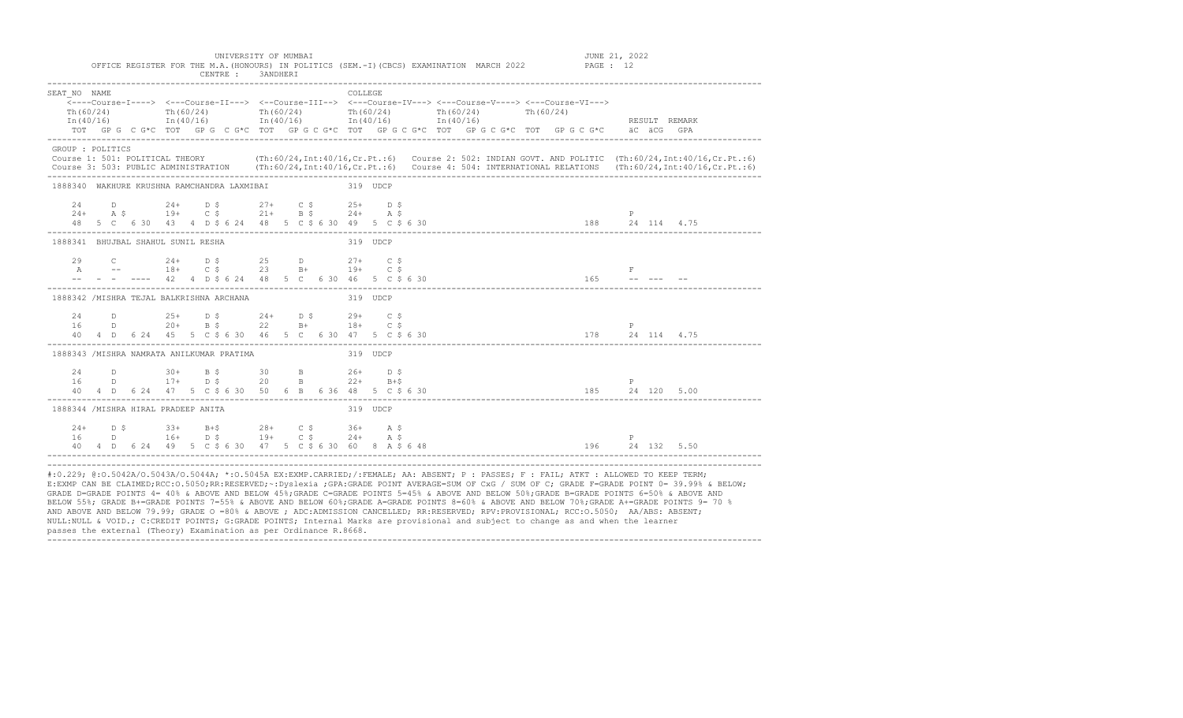UNIVERSITY OF MUMBAI

OFFICE REGISTER FOR THE M.A.(HONOURS) IN POLITICS (SEM.-I)(CBCS) EXAMINATION MARCH 2022

CENTRE : 3ANDHERI

JUNE 21, 2022

```
SEAT_NO  NAME                                                     COLLEGE
    <----Course-I----> <---Course-II---> <--Course-III--> <---Course-IV---> <---Course-V----> <---Course-VI--->
    Th(60/24)          Th(60/24)         Th(60/24)         Th(60/24)         Th(60/24)         Th(60/24)
    In(40/16)          In(40/16)         In(40/16)         In(40/16)         In(40/16)                              RESULT  REMARK
    TOT  GP G  C G*C  TOT  GP G  C G*C  TOT  GP G C G*C  TOT  GP G C G*C  TOT  GP G C G*C  TOT  GP G C G*C    äC  äCG  GPA

GROUP : POLITICS
Course 1: 501: POLITICAL THEORY         (Th:60/24,Int:40/16,Cr.Pt.:6)   Course 2: 502: INDIAN GOVT. AND POLITIC  (Th:60/24,Int:40/16,Cr.Pt.:6)
Course 3: 503: PUBLIC ADMINISTRATION    (Th:60/24,Int:40/16,Cr.Pt.:6)   Course 4: 504: INTERNATIONAL RELATIONS   (Th:60/24,Int:40/16,Cr.Pt.:6)

1888340  WAKHURE KRUSHNA RAMCHANDRA LAXMIBAI                      319  UDCP

    24     D          24+    D $       27+    C $       25+    D $
    24+    A $        19+    C $       21+    B $       24+    A $                                                 P
    48   5  C   6 30   43   4  D $ 6 24   48   5  C $ 6 30  49   5  C $ 6 30                          188      24  114  4.75

1888341  BHUJBAL SHAHUL SUNIL RESHA                               319  UDCP

    29     C          24+    D $       25     D         27+    C $
    A      --         18+    C $       23     B+        19+    C $                                                 F
    --   -  -  ----   42   4  D $ 6 24   48   5  C   6 30  46   5  C $ 6 30                          165      --  ---  --

1888342  /MISHRA TEJAL BALKRISHNA ARCHANA                         319  UDCP

    24     D          25+    D $       24+    D $       29+    C $
    16     D          20+    B $       22     B+        18+    C $                                                 P
    40   4  D   6 24   45   5  C $ 6 30   46   5  C   6 30  47   5  C $ 6 30                          178      24  114  4.75

1888343  /MISHRA NAMRATA ANILKUMAR PRATIMA                        319  UDCP

    24     D          30+    B $       30     B         26+    D $
    16     D          17+    D $       20     B         22+    B+$                                                 P
    40   4  D   6 24   47   5  C $ 6 30   50   6  B   6 36  48   5  C $ 6 30                          185      24  120  5.00

1888344  /MISHRA HIRAL PRADEEP ANITA                              319  UDCP

    24+    D $        33+    B+$       28+    C $       36+    A $
    16     D          16+    D $       19+    C $       24+    A $                                                 P
    40   4  D   6 24   49   5  C $ 6 30   47   5  C $ 6 30  60   8  A $ 6 48                          196      24  132  5.50
```

#:O.229; @:O.5042A/O.5043A/O.5044A; *:O.5045A EX:EXMP.CARRIED;/:FEMALE; AA: ABSENT; P : PASSES; F : FAIL; ATKT : ALLOWED TO KEEP TERM; E:EXMP CAN BE CLAIMED;RCC:O.5050;RR:RESERVED;~:Dyslexia ;GPA:GRADE POINT AVERAGE=SUM OF CxG / SUM OF C; GRADE F=GRADE POINT 0= 39.99% & BELOW; GRADE D=GRADE POINTS 4= 40% & ABOVE AND BELOW 45%;GRADE C=GRADE POINTS 5=45% & ABOVE AND BELOW 50%;GRADE B=GRADE POINTS 6=50% & ABOVE AND BELOW 55%; GRADE B+=GRADE POINTS 7=55% & ABOVE AND BELOW 60%;GRADE A=GRADE POINTS 8=60% & ABOVE AND BELOW 70%;GRADE A+=GRADE POINTS 9= 70 % AND ABOVE AND BELOW 79.99; GRADE O =80% & ABOVE ; ADC:ADMISSION CANCELLED; RR:RESERVED; RPV:PROVISIONAL; RCC:O.5050; AA/ABS: ABSENT; NULL:NULL & VOID.; C:CREDIT POINTS; G:GRADE POINTS; Internal Marks are provisional and subject to change as and when the learner passes the external (Theory) Examination as per Ordinance R.8668.